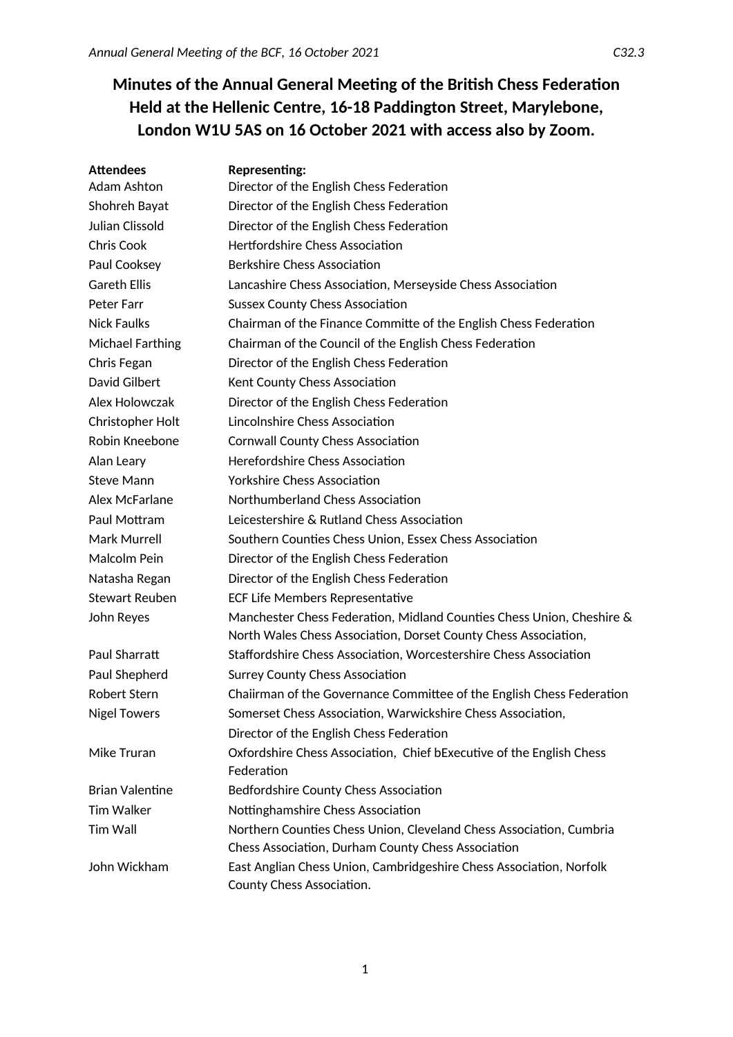# Minutes of the Annual General Meeting of the British Chess Federation Held at the Hellenic Centre, 16-18 Paddington Street, Marylebone, London W1U 5AS on 16 October 2021 with access also by Zoom.

| Attendees | Representing: |
|---|---|
| Adam Ashton | Director of the English Chess Federation |
| Shohreh Bayat | Director of the English Chess Federation |
| Julian Clissold | Director of the English Chess Federation |
| Chris Cook | Hertfordshire Chess Association |
| Paul Cooksey | Berkshire Chess Association |
| Gareth Ellis | Lancashire Chess Association, Merseyside Chess Association |
| Peter Farr | Sussex County Chess Association |
| Nick Faulks | Chairman of the Finance Committe of the English Chess Federation |
| Michael Farthing | Chairman of the Council of the English Chess Federation |
| Chris Fegan | Director of the English Chess Federation |
| David Gilbert | Kent County Chess Association |
| Alex Holowczak | Director of the English Chess Federation |
| Christopher Holt | Lincolnshire Chess Association |
| Robin Kneebone | Cornwall County Chess Association |
| Alan Leary | Herefordshire Chess Association |
| Steve Mann | Yorkshire Chess Association |
| Alex McFarlane | Northumberland Chess Association |
| Paul Mottram | Leicestershire & Rutland Chess Association |
| Mark Murrell | Southern Counties Chess Union, Essex Chess Association |
| Malcolm Pein | Director of the English Chess Federation |
| Natasha Regan | Director of the English Chess Federation |
| Stewart Reuben | ECF Life Members Representative |
| John Reyes | Manchester Chess Federation, Midland Counties Chess Union, Cheshire & North Wales Chess Association, Dorset County Chess Association, |
| Paul Sharratt | Staffordshire Chess Association, Worcestershire Chess Association |
| Paul Shepherd | Surrey County Chess Association |
| Robert Stern | Chaiirman of the Governance Committee of the English Chess Federation |
| Nigel Towers | Somerset Chess Association, Warwickshire Chess Association, Director of the English Chess Federation |
| Mike Truran | Oxfordshire Chess Association, Chief bExecutive of the English Chess Federation |
| Brian Valentine | Bedfordshire County Chess Association |
| Tim Walker | Nottinghamshire Chess Association |
| Tim Wall | Northern Counties Chess Union, Cleveland Chess Association, Cumbria Chess Association, Durham County Chess Association |
| John Wickham | East Anglian Chess Union, Cambridgeshire Chess Association, Norfolk County Chess Association. |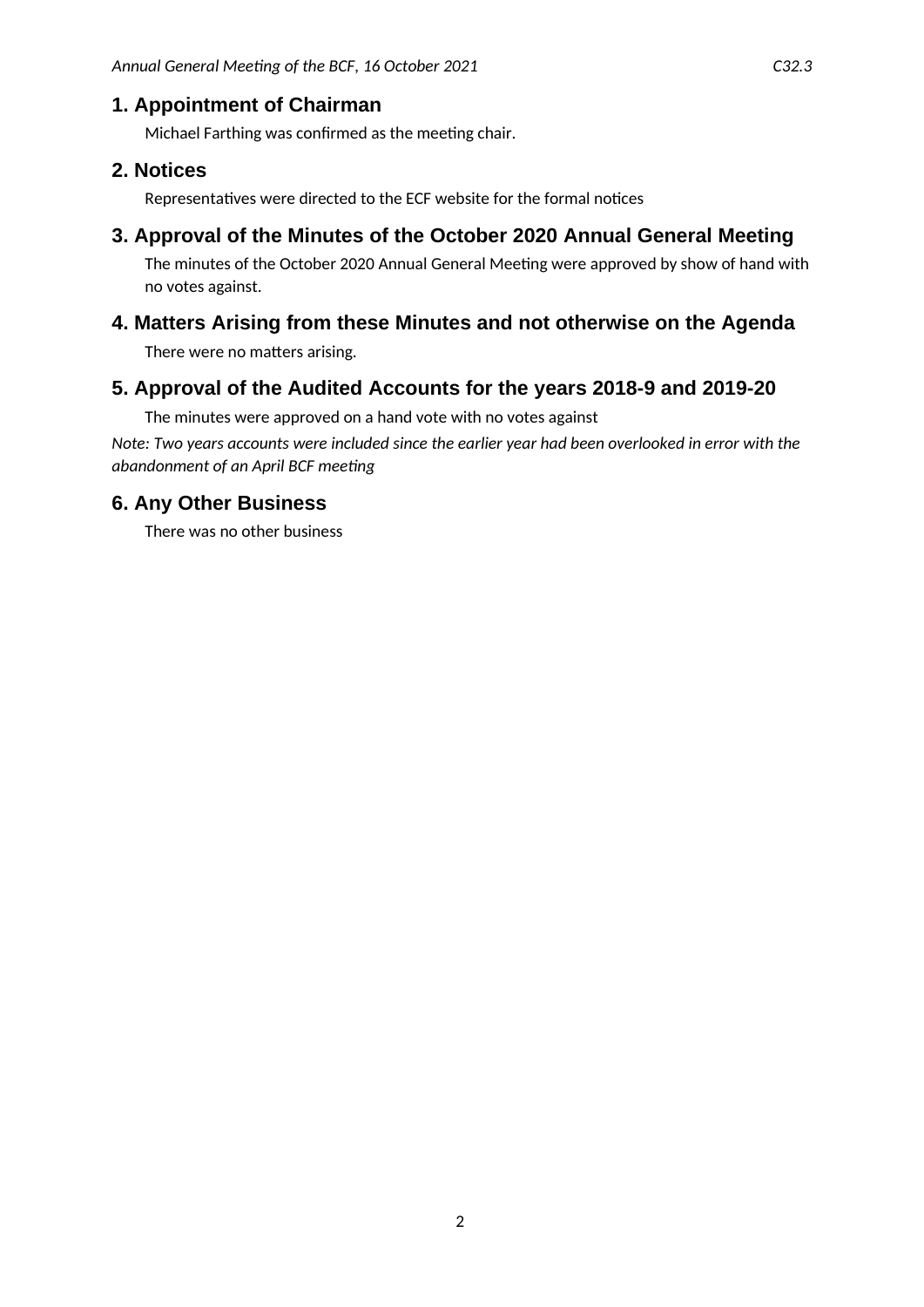## 1. Appointment of Chairman

Michael Farthing was confirmed as the meeting chair.

## 2. Notices

Representatives were directed to the ECF website for the formal notices

## 3. Approval of the Minutes of the October 2020 Annual General Meeting

The minutes of the October 2020 Annual General Meeting were approved by show of hand with no votes against.

## 4. Matters Arising from these Minutes and not otherwise on the Agenda

There were no matters arising.

## 5. Approval of the Audited Accounts for the years 2018-9 and 2019-20

The minutes were approved on a hand vote with no votes against

*Note: Two years accounts were included since the earlier year had been overlooked in error with the abandonment of an April BCF meeting*

## 6. Any Other Business

There was no other business